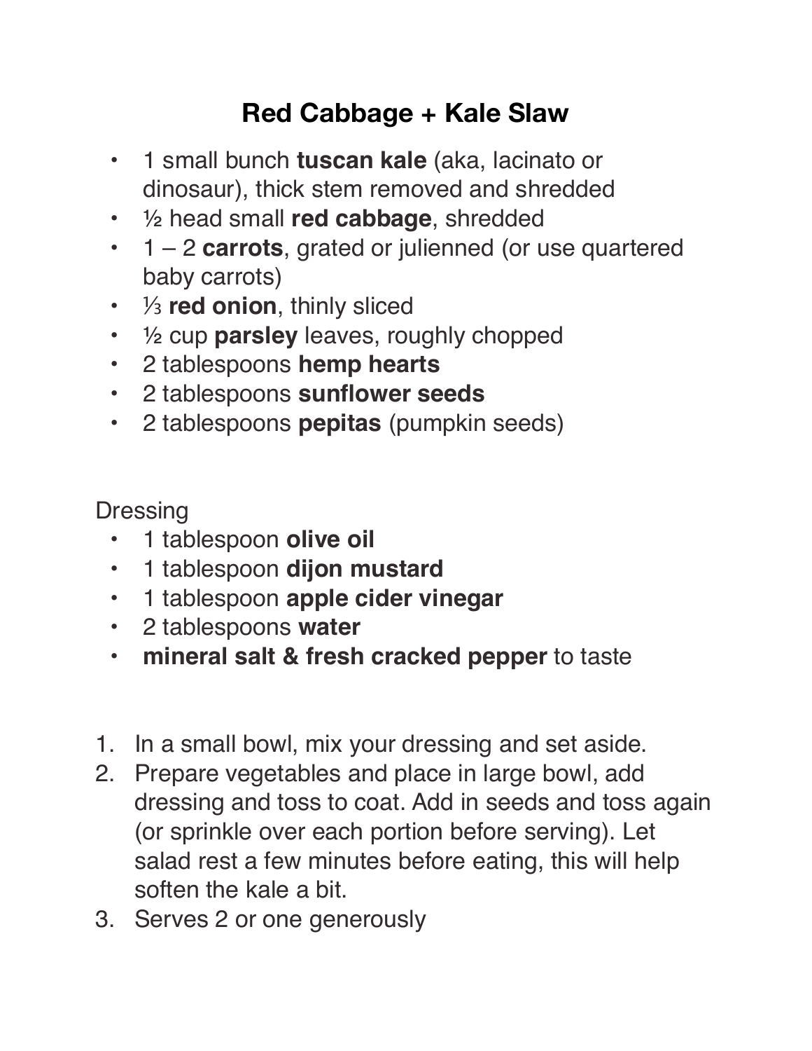# Red Cabbage + Kale Slaw

- 1 small bunch **tuscan kale** (aka, lacinato or dinosaur), thick stem removed and shredded
- ½ head small **red cabbage**, shredded
- 1 – 2 **carrots**, grated or julienned (or use quartered baby carrots)
- ⅓ **red onion**, thinly sliced
- ½ cup **parsley** leaves, roughly chopped
- 2 tablespoons **hemp hearts**
- 2 tablespoons **sunflower seeds**
- 2 tablespoons **pepitas** (pumpkin seeds)

Dressing

- 1 tablespoon **olive oil**
- 1 tablespoon **dijon mustard**
- 1 tablespoon **apple cider vinegar**
- 2 tablespoons **water**
- **mineral salt & fresh cracked pepper** to taste

1. In a small bowl, mix your dressing and set aside.
2. Prepare vegetables and place in large bowl, add dressing and toss to coat. Add in seeds and toss again (or sprinkle over each portion before serving). Let salad rest a few minutes before eating, this will help soften the kale a bit.
3. Serves 2 or one generously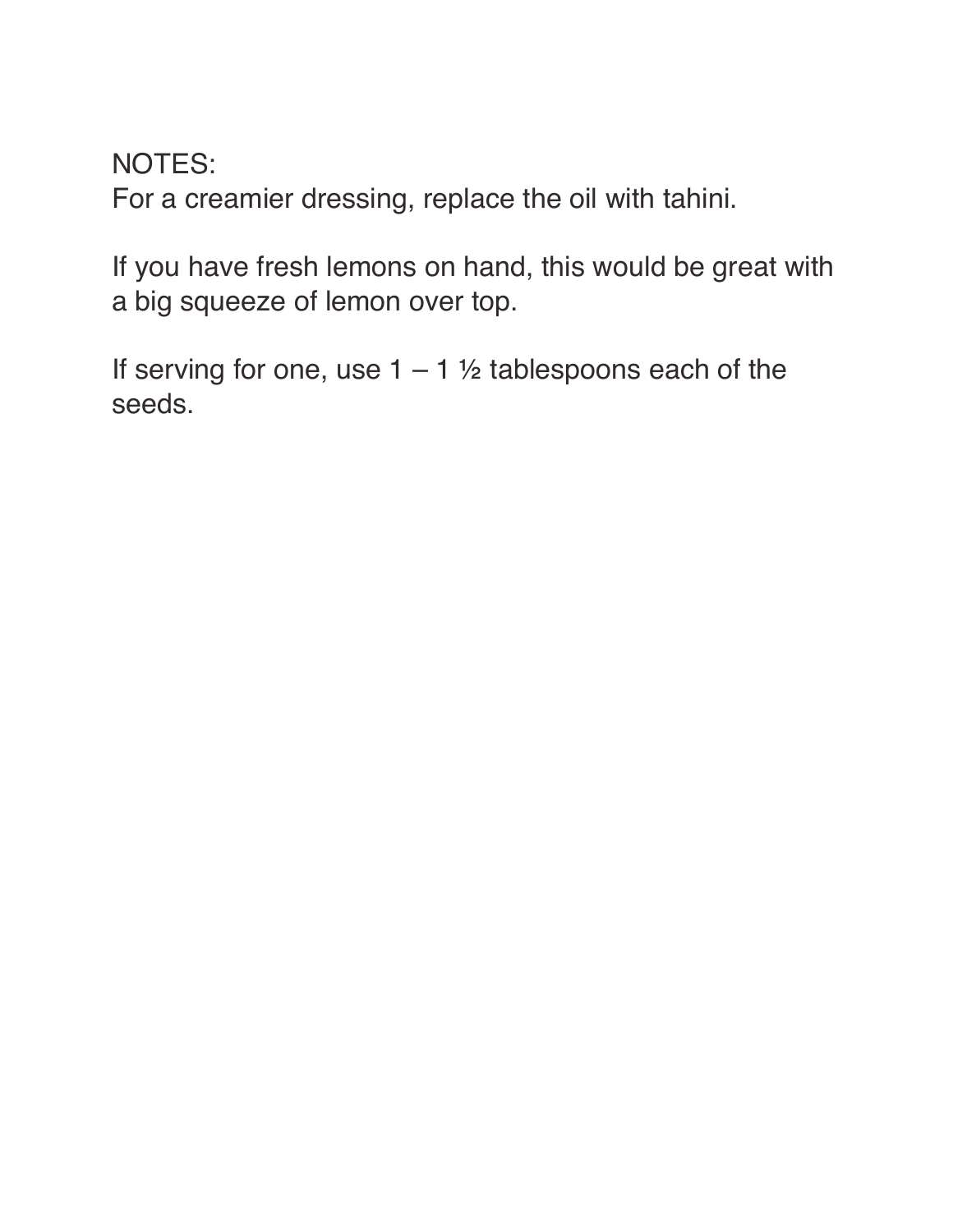NOTES:
For a creamier dressing, replace the oil with tahini.

If you have fresh lemons on hand, this would be great with a big squeeze of lemon over top.

If serving for one, use 1 – 1 ½ tablespoons each of the seeds.